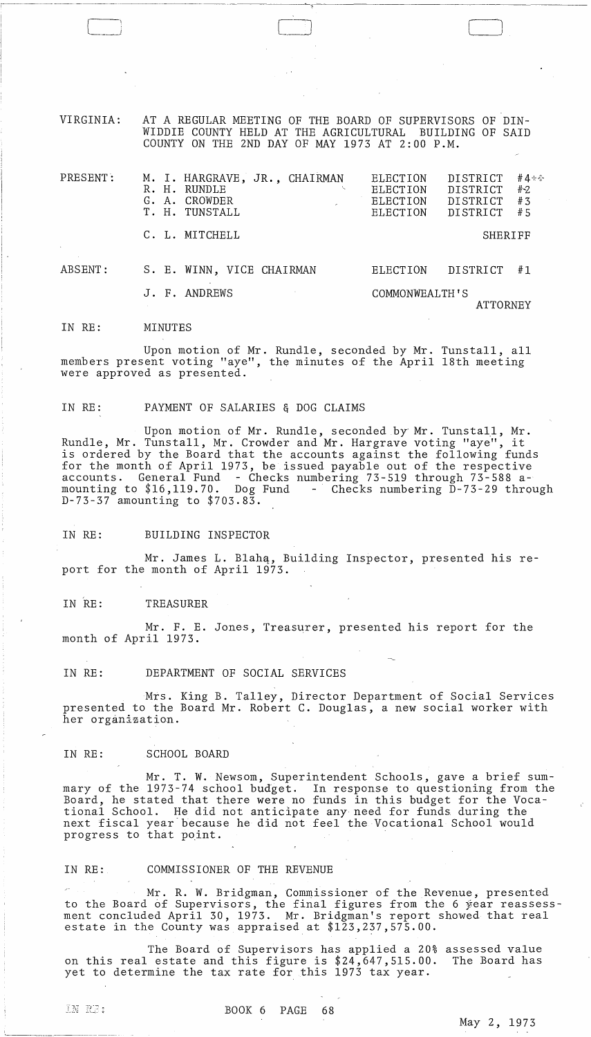VIRGINIA: AT A REGULAR MEETING OF THE BOARD OF SUPERVISORS OF DINWIDDIE COUNTY HELD AT THE AGRICULTURAL BUILDING OF SAID COUNTY ON THE 2ND DAY OF MAY 1973 AT 2:00 P.M.

| | | |
|---|---|---|
| PRESENT: | M. I. HARGRAVE, JR., CHAIRMAN | ELECTION DISTRICT #4 |
| | R. H. RUNDLE | ELECTION DISTRICT #2 |
| | G. A. CROWDER | ELECTION DISTRICT #3 |
| | T. H. TUNSTALL | ELECTION DISTRICT #5 |
| | C. L. MITCHELL | SHERIFF |
| ABSENT: | S. E. WINN, VICE CHAIRMAN | ELECTION DISTRICT #1 |
| | J. F. ANDREWS | COMMONWEALTH'S ATTORNEY |

IN RE: MINUTES

Upon motion of Mr. Rundle, seconded by Mr. Tunstall, all members present voting "aye", the minutes of the April 18th meeting were approved as presented.

IN RE: PAYMENT OF SALARIES & DOG CLAIMS

Upon motion of Mr. Rundle, seconded by Mr. Tunstall, Mr. Rundle, Mr. Tunstall, Mr. Crowder and Mr. Hargrave voting "aye", it is ordered by the Board that the accounts against the following funds for the month of April 1973, be issued payable out of the respective accounts. General Fund - Checks numbering 73-519 through 73-588 amounting to $16,119.70. Dog Fund - Checks numbering D-73-29 through D-73-37 amounting to $703.83.

IN RE: BUILDING INSPECTOR

Mr. James L. Blaha, Building Inspector, presented his report for the month of April 1973.

IN RE: TREASURER

Mr. F. E. Jones, Treasurer, presented his report for the month of April 1973.

IN RE: DEPARTMENT OF SOCIAL SERVICES

Mrs. King B. Talley, Director Department of Social Services presented to the Board Mr. Robert C. Douglas, a new social worker with her organization.

IN RE: SCHOOL BOARD

Mr. T. W. Newsom, Superintendent Schools, gave a brief summary of the 1973-74 school budget. In response to questioning from the Board, he stated that there were no funds in this budget for the Vocational School. He did not anticipate any need for funds during the next fiscal year because he did not feel the Vocational School would progress to that point.

IN RE: COMMISSIONER OF THE REVENUE

Mr. R. W. Bridgman, Commissioner of the Revenue, presented to the Board of Supervisors, the final figures from the 6 year reassessment concluded April 30, 1973. Mr. Bridgman's report showed that real estate in the County was appraised at $123,237,575.00.

The Board of Supervisors has applied a 20% assessed value on this real estate and this figure is $24,647,515.00. The Board has yet to determine the tax rate for this 1973 tax year.

IN RE:

BOOK 6 PAGE 68

May 2, 1973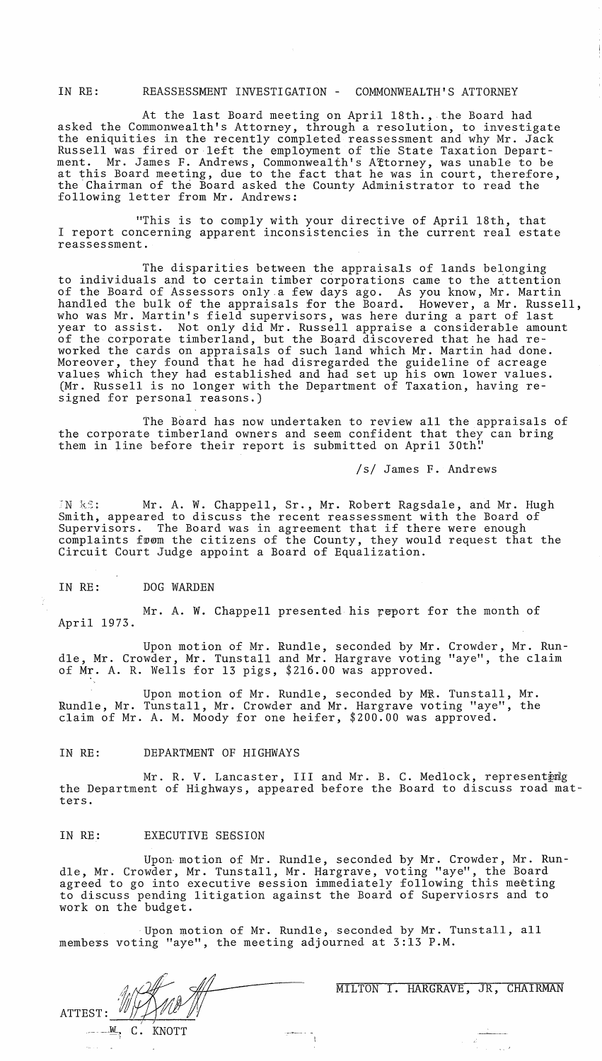IN RE: REASSESSMENT INVESTIGATION - COMMONWEALTH'S ATTORNEY

At the last Board meeting on April 18th., the Board had asked the Commonwealth's Attorney, through a resolution, to investigate the eniquities in the recently completed reassessment and why Mr. Jack Russell was fired or left the employment of the State Taxation Department. Mr. James F. Andrews, Commonwealth's Attorney, was unable to be at this Board meeting, due to the fact that he was in court, therefore, the Chairman of the Board asked the County Administrator to read the following letter from Mr. Andrews:

"This is to comply with your directive of April 18th, that I report concerning apparent inconsistencies in the current real estate reassessment.

The disparities between the appraisals of lands belonging to individuals and to certain timber corporations came to the attention of the Board of Assessors only a few days ago. As you know, Mr. Martin handled the bulk of the appraisals for the Board. However, a Mr. Russell, who was Mr. Martin's field supervisors, was here during a part of last year to assist. Not only did Mr. Russell appraise a considerable amount of the corporate timberland, but the Board discovered that he had reworked the cards on appraisals of such land which Mr. Martin had done. Moreover, they found that he had disregarded the guideline of acreage values which they had established and had set up his own lower values. (Mr. Russell is no longer with the Department of Taxation, having resigned for personal reasons.)

The Board has now undertaken to review all the appraisals of the corporate timberland owners and seem confident that they can bring them in line before their report is submitted on April 30th."

/s/ James F. Andrews

IN RE: Mr. A. W. Chappell, Sr., Mr. Robert Ragsdale, and Mr. Hugh Smith, appeared to discuss the recent reassessment with the Board of Supervisors. The Board was in agreement that if there were enough complaints from the citizens of the County, they would request that the Circuit Court Judge appoint a Board of Equalization.

IN RE: DOG WARDEN

Mr. A. W. Chappell presented his report for the month of April 1973.

Upon motion of Mr. Rundle, seconded by Mr. Crowder, Mr. Rundle, Mr. Crowder, Mr. Tunstall and Mr. Hargrave voting "aye", the claim of Mr. A. R. Wells for 13 pigs, $216.00 was approved.

Upon motion of Mr. Rundle, seconded by MR. Tunstall, Mr. Rundle, Mr. Tunstall, Mr. Crowder and Mr. Hargrave voting "aye", the claim of Mr. A. M. Moody for one heifer, $200.00 was approved.

IN RE: DEPARTMENT OF HIGHWAYS

Mr. R. V. Lancaster, III and Mr. B. C. Medlock, representing the Department of Highways, appeared before the Board to discuss road matters.

IN RE: EXECUTIVE SESSION

Upon motion of Mr. Rundle, seconded by Mr. Crowder, Mr. Rundle, Mr. Crowder, Mr. Tunstall, Mr. Hargrave, voting "aye", the Board agreed to go into executive session immediately following this meeting to discuss pending litigation against the Board of Superviosrs and to work on the budget.

Upon motion of Mr. Rundle, seconded by Mr. Tunstall, all members voting "aye", the meeting adjourned at 3:13 P.M.

MILTON I. HARGRAVE, JR, CHAIRMAN

ATTEST:

W. C. KNOTT